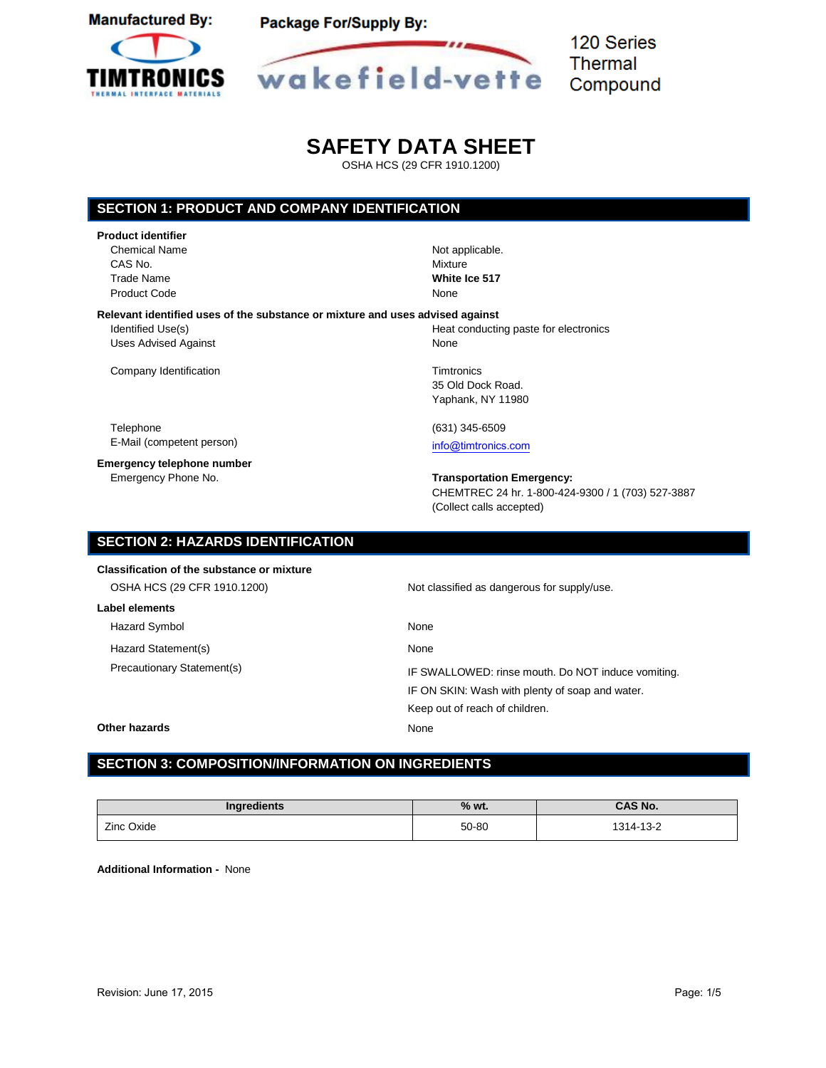**Manufactured By:** TIMTRONICS THERMAL INTERFACE MATERIALS

**Package For/Supply By:** wakefield-vette

120 Series Thermal Compound

# SAFETY DATA SHEET

OSHA HCS (29 CFR 1910.1200)

## SECTION 1: PRODUCT AND COMPANY IDENTIFICATION

**Product identifier**

| | |
|---|---|
| Chemical Name | Not applicable. |
| CAS No. | Mixture |
| Trade Name | **White Ice 517** |
| Product Code | None |

**Relevant identified uses of the substance or mixture and uses advised against**

| | |
|---|---|
| Identified Use(s) | Heat conducting paste for electronics |
| Uses Advised Against | None |
| Company Identification | Timtronics<br>35 Old Dock Road.<br>Yaphank, NY 11980 |
| Telephone | (631) 345-6509 |
| E-Mail (competent person) | info@timtronics.com |

**Emergency telephone number**

| | |
|---|---|
| Emergency Phone No. | **Transportation Emergency:**<br>CHEMTREC 24 hr. 1-800-424-9300 / 1 (703) 527-3887<br>(Collect calls accepted) |

## SECTION 2: HAZARDS IDENTIFICATION

**Classification of the substance or mixture**

| | |
|---|---|
| OSHA HCS (29 CFR 1910.1200) | Not classified as dangerous for supply/use. |

**Label elements**

| | |
|---|---|
| Hazard Symbol | None |
| Hazard Statement(s) | None |
| Precautionary Statement(s) | IF SWALLOWED: rinse mouth. Do NOT induce vomiting.<br>IF ON SKIN: Wash with plenty of soap and water.<br>Keep out of reach of children. |

**Other hazards** None

## SECTION 3: COMPOSITION/INFORMATION ON INGREDIENTS

| Ingredients | % wt. | CAS No. |
|---|---|---|
| Zinc Oxide | 50-80 | 1314-13-2 |

**Additional Information -** None

Revision: June 17, 2015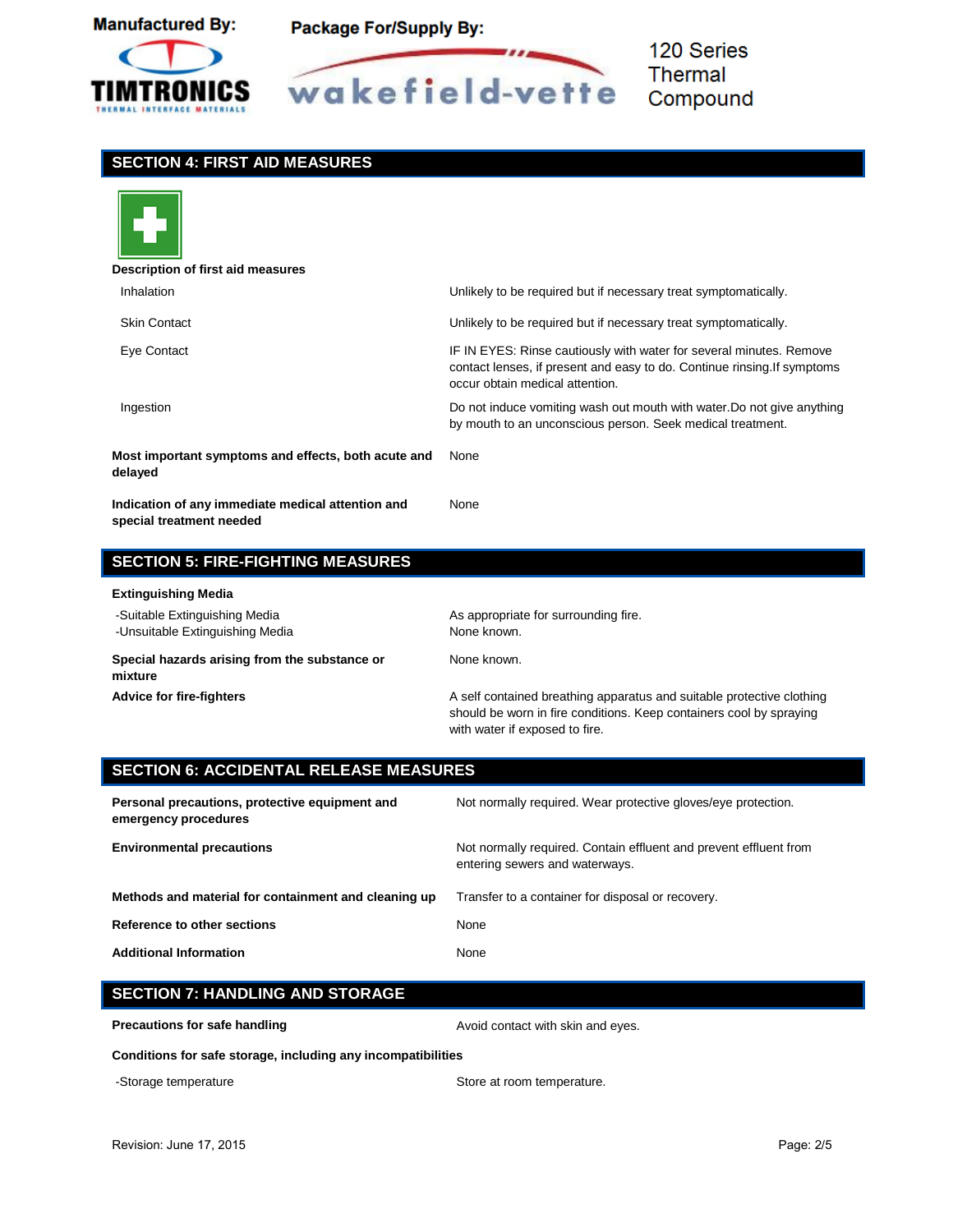## SECTION 4: FIRST AID MEASURES

**Description of first aid measures**

| | |
|---|---|
| Inhalation | Unlikely to be required but if necessary treat symptomatically. |
| Skin Contact | Unlikely to be required but if necessary treat symptomatically. |
| Eye Contact | IF IN EYES: Rinse cautiously with water for several minutes. Remove contact lenses, if present and easy to do. Continue rinsing.If symptoms occur obtain medical attention. |
| Ingestion | Do not induce vomiting wash out mouth with water.Do not give anything by mouth to an unconscious person. Seek medical treatment. |
| **Most important symptoms and effects, both acute and delayed** | None |
| **Indication of any immediate medical attention and special treatment needed** | None |

## SECTION 5: FIRE-FIGHTING MEASURES

**Extinguishing Media**

| | |
|---|---|
| -Suitable Extinguishing Media | As appropriate for surrounding fire. |
| -Unsuitable Extinguishing Media | None known. |
| **Special hazards arising from the substance or mixture** | None known. |
| **Advice for fire-fighters** | A self contained breathing apparatus and suitable protective clothing should be worn in fire conditions. Keep containers cool by spraying with water if exposed to fire. |

## SECTION 6: ACCIDENTAL RELEASE MEASURES

| | |
|---|---|
| **Personal precautions, protective equipment and emergency procedures** | Not normally required. Wear protective gloves/eye protection. |
| **Environmental precautions** | Not normally required. Contain effluent and prevent effluent from entering sewers and waterways. |
| **Methods and material for containment and cleaning up** | Transfer to a container for disposal or recovery. |
| **Reference to other sections** | None |
| **Additional Information** | None |

## SECTION 7: HANDLING AND STORAGE

| | |
|---|---|
| **Precautions for safe handling** | Avoid contact with skin and eyes. |

**Conditions for safe storage, including any incompatibilities**

| | |
|---|---|
| -Storage temperature | Store at room temperature. |

Revision: June 17, 2015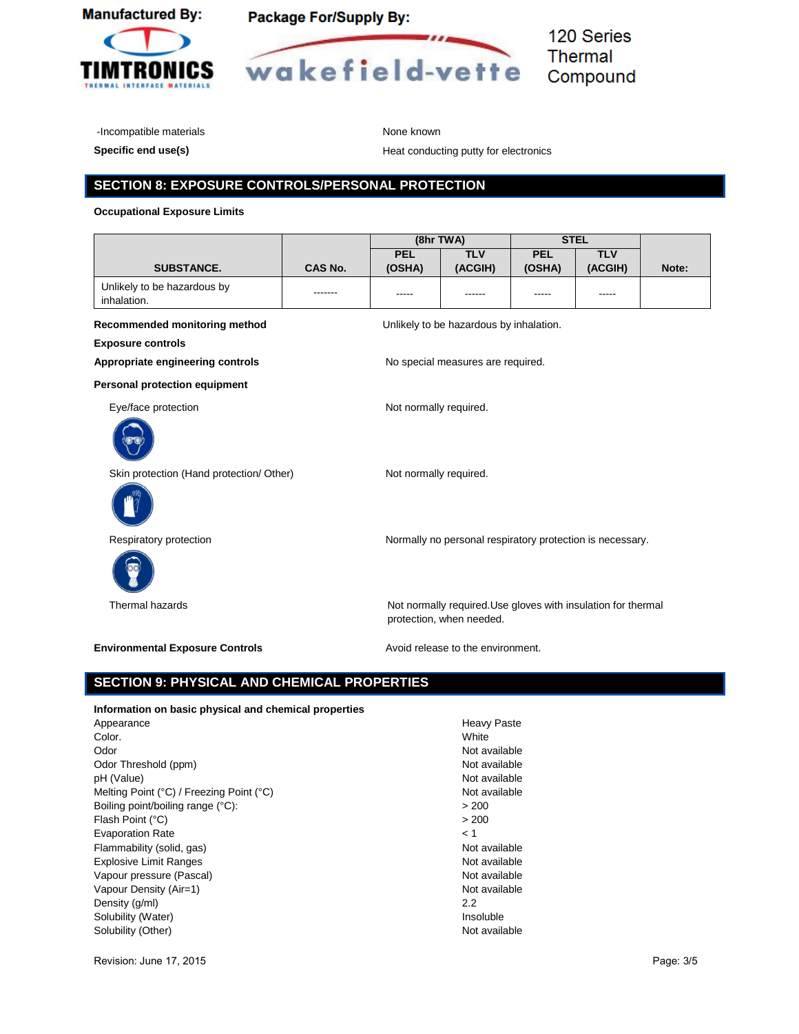-Incompatible materials: None known

**Specific end use(s)**: Heat conducting putty for electronics

## SECTION 8: EXPOSURE CONTROLS/PERSONAL PROTECTION

**Occupational Exposure Limits**

| SUBSTANCE. | CAS No. | (8hr TWA) | | STEL | | Note: |
|---|---|---|---|---|---|---|
| | | PEL (OSHA) | TLV (ACGIH) | PEL (OSHA) | TLV (ACGIH) | |
| Unlikely to be hazardous by inhalation. | ------- | ----- | ------ | ----- | ----- | |

**Recommended monitoring method**: Unlikely to be hazardous by inhalation.

**Exposure controls**

**Appropriate engineering controls**: No special measures are required.

**Personal protection equipment**

Eye/face protection: Not normally required.

Skin protection (Hand protection/ Other): Not normally required.

Respiratory protection: Normally no personal respiratory protection is necessary.

Thermal hazards: Not normally required.Use gloves with insulation for thermal protection, when needed.

**Environmental Exposure Controls**: Avoid release to the environment.

## SECTION 9: PHYSICAL AND CHEMICAL PROPERTIES

**Information on basic physical and chemical properties**

| | |
|---|---|
| Appearance | Heavy Paste |
| Color. | White |
| Odor | Not available |
| Odor Threshold (ppm) | Not available |
| pH (Value) | Not available |
| Melting Point (°C) / Freezing Point (°C) | Not available |
| Boiling point/boiling range (°C): | > 200 |
| Flash Point (°C) | > 200 |
| Evaporation Rate | < 1 |
| Flammability (solid, gas) | Not available |
| Explosive Limit Ranges | Not available |
| Vapour pressure (Pascal) | Not available |
| Vapour Density (Air=1) | Not available |
| Density (g/ml) | 2.2 |
| Solubility (Water) | Insoluble |
| Solubility (Other) | Not available |

Revision: June 17, 2015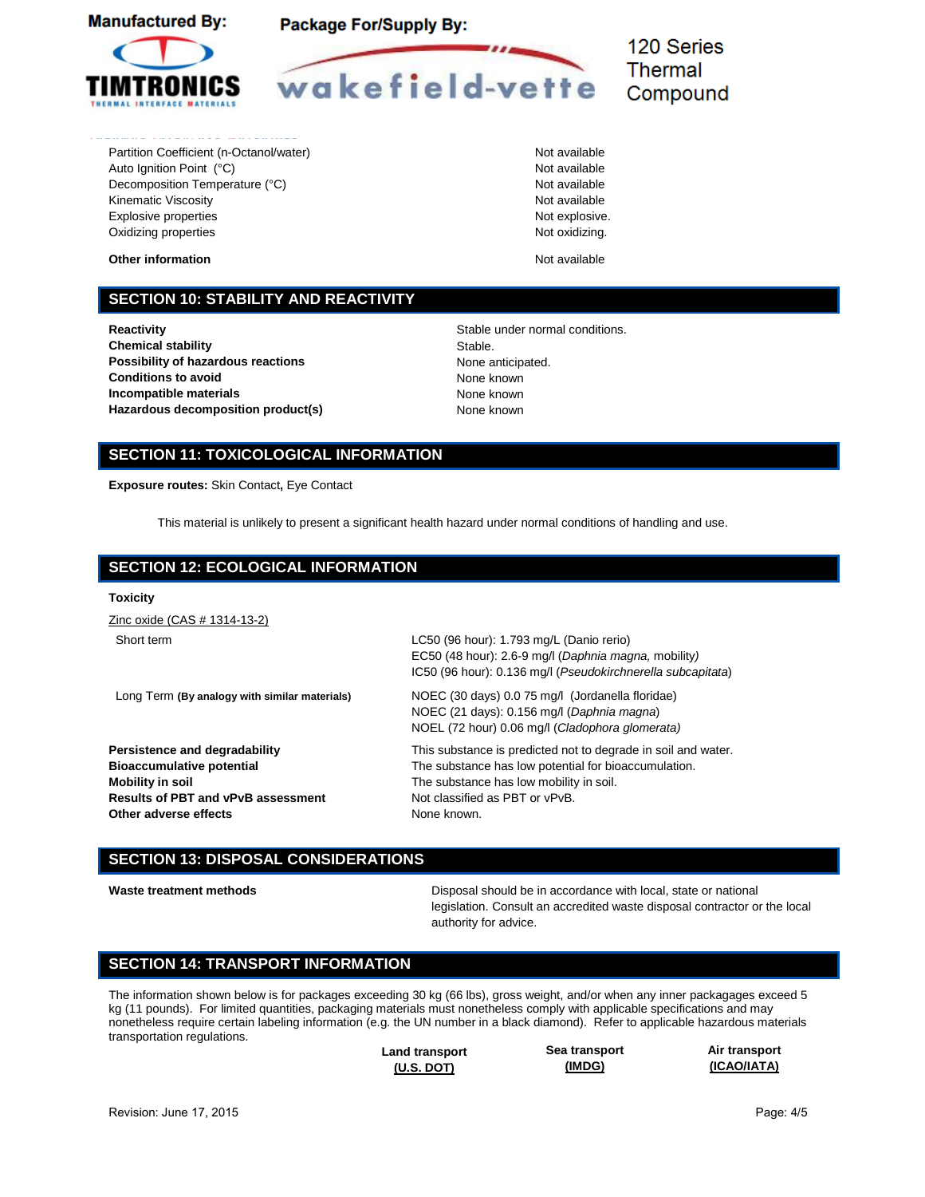| | |
|---|---|
| Partition Coefficient (n-Octanol/water) | Not available |
| Auto Ignition Point (°C) | Not available |
| Decomposition Temperature (°C) | Not available |
| Kinematic Viscosity | Not available |
| Explosive properties | Not explosive. |
| Oxidizing properties | Not oxidizing. |

**Other information** Not available

## SECTION 10: STABILITY AND REACTIVITY

| | |
|---|---|
| **Reactivity** | Stable under normal conditions. |
| **Chemical stability** | Stable. |
| **Possibility of hazardous reactions** | None anticipated. |
| **Conditions to avoid** | None known |
| **Incompatible materials** | None known |
| **Hazardous decomposition product(s)** | None known |

## SECTION 11: TOXICOLOGICAL INFORMATION

**Exposure routes:** Skin Contact**,** Eye Contact

This material is unlikely to present a significant health hazard under normal conditions of handling and use.

## SECTION 12: ECOLOGICAL INFORMATION

**Toxicity**

Zinc oxide (CAS # 1314-13-2)

| | |
|---|---|
| Short term | LC50 (96 hour): 1.793 mg/L (Danio rerio)<br>EC50 (48 hour): 2.6-9 mg/l (*Daphnia magna,* mobility*)*<br>IC50 (96 hour): 0.136 mg/l (*Pseudokirchnerella subcapitata*) |
| Long Term **(By analogy with similar materials)** | NOEC (30 days) 0.0 75 mg/l (Jordanella floridae)<br>NOEC (21 days): 0.156 mg/l (*Daphnia magna*)<br>NOEL (72 hour) 0.06 mg/l (*Cladophora glomerata)* |

| | |
|---|---|
| **Persistence and degradability** | This substance is predicted not to degrade in soil and water. |
| **Bioaccumulative potential** | The substance has low potential for bioaccumulation. |
| **Mobility in soil** | The substance has low mobility in soil. |
| **Results of PBT and vPvB assessment** | Not classified as PBT or vPvB. |
| **Other adverse effects** | None known. |

## SECTION 13: DISPOSAL CONSIDERATIONS

**Waste treatment methods** Disposal should be in accordance with local, state or national legislation. Consult an accredited waste disposal contractor or the local authority for advice.

## SECTION 14: TRANSPORT INFORMATION

The information shown below is for packages exceeding 30 kg (66 lbs), gross weight, and/or when any inner packagages exceed 5 kg (11 pounds). For limited quantities, packaging materials must nonetheless comply with applicable specifications and may nonetheless require certain labeling information (e.g. the UN number in a black diamond). Refer to applicable hazardous materials transportation regulations.

| | **Land transport** **(U.S. DOT)** | **Sea transport** **(IMDG)** | **Air transport** **(ICAO/IATA)** |
|---|---|---|---|

Revision: June 17, 2015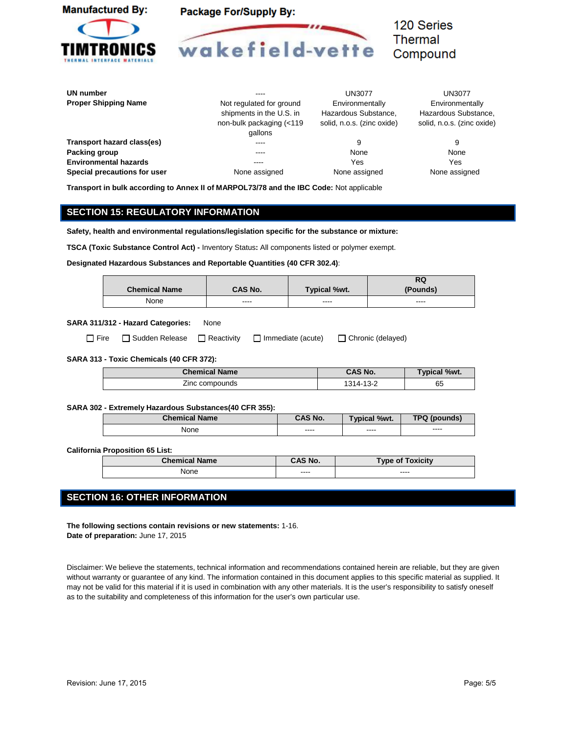Manufactured By: TIMTRONICS THERMAL INTERFACE MATERIALS

Package For/Supply By: wakefield-vette

120 Series Thermal Compound

| | | | |
|---|---|---|---|
| **UN number** | ---- | UN3077 | UN3077 |
| **Proper Shipping Name** | Not regulated for ground shipments in the U.S. in non-bulk packaging (<119 gallons | Environmentally Hazardous Substance, solid, n.o.s. (zinc oxide) | Environmentally Hazardous Substance, solid, n.o.s. (zinc oxide) |
| **Transport hazard class(es)** | ---- | 9 | 9 |
| **Packing group** | ---- | None | None |
| **Environmental hazards** | ---- | Yes | Yes |
| **Special precautions for user** | None assigned | None assigned | None assigned |

**Transport in bulk according to Annex II of MARPOL73/78 and the IBC Code:** Not applicable

## SECTION 15: REGULATORY INFORMATION

**Safety, health and environmental regulations/legislation specific for the substance or mixture:**

**TSCA (Toxic Substance Control Act) -** Inventory Status**:** All components listed or polymer exempt.

**Designated Hazardous Substances and Reportable Quantities (40 CFR 302.4)**:

| Chemical Name | CAS No. | Typical %wt. | RQ (Pounds) |
|---|---|---|---|
| None | ---- | ---- | ---- |

**SARA 311/312 - Hazard Categories:** None

☐ Fire ☐ Sudden Release ☐ Reactivity ☐ Immediate (acute) ☐ Chronic (delayed)

**SARA 313 - Toxic Chemicals (40 CFR 372):**

| Chemical Name | CAS No. | Typical %wt. |
|---|---|---|
| Zinc compounds | 1314-13-2 | 65 |

**SARA 302 - Extremely Hazardous Substances(40 CFR 355):**

| Chemical Name | CAS No. | Typical %wt. | TPQ (pounds) |
|---|---|---|---|
| None | ---- | ---- | ---- |

**California Proposition 65 List:**

| Chemical Name | CAS No. | Type of Toxicity |
|---|---|---|
| None | ---- | ---- |

## SECTION 16: OTHER INFORMATION

**The following sections contain revisions or new statements:** 1-16.
**Date of preparation:** June 17, 2015

Disclaimer: We believe the statements, technical information and recommendations contained herein are reliable, but they are given without warranty or guarantee of any kind. The information contained in this document applies to this specific material as supplied. It may not be valid for this material if it is used in combination with any other materials. It is the user's responsibility to satisfy oneself as to the suitability and completeness of this information for the user's own particular use.

Revision: June 17, 2015